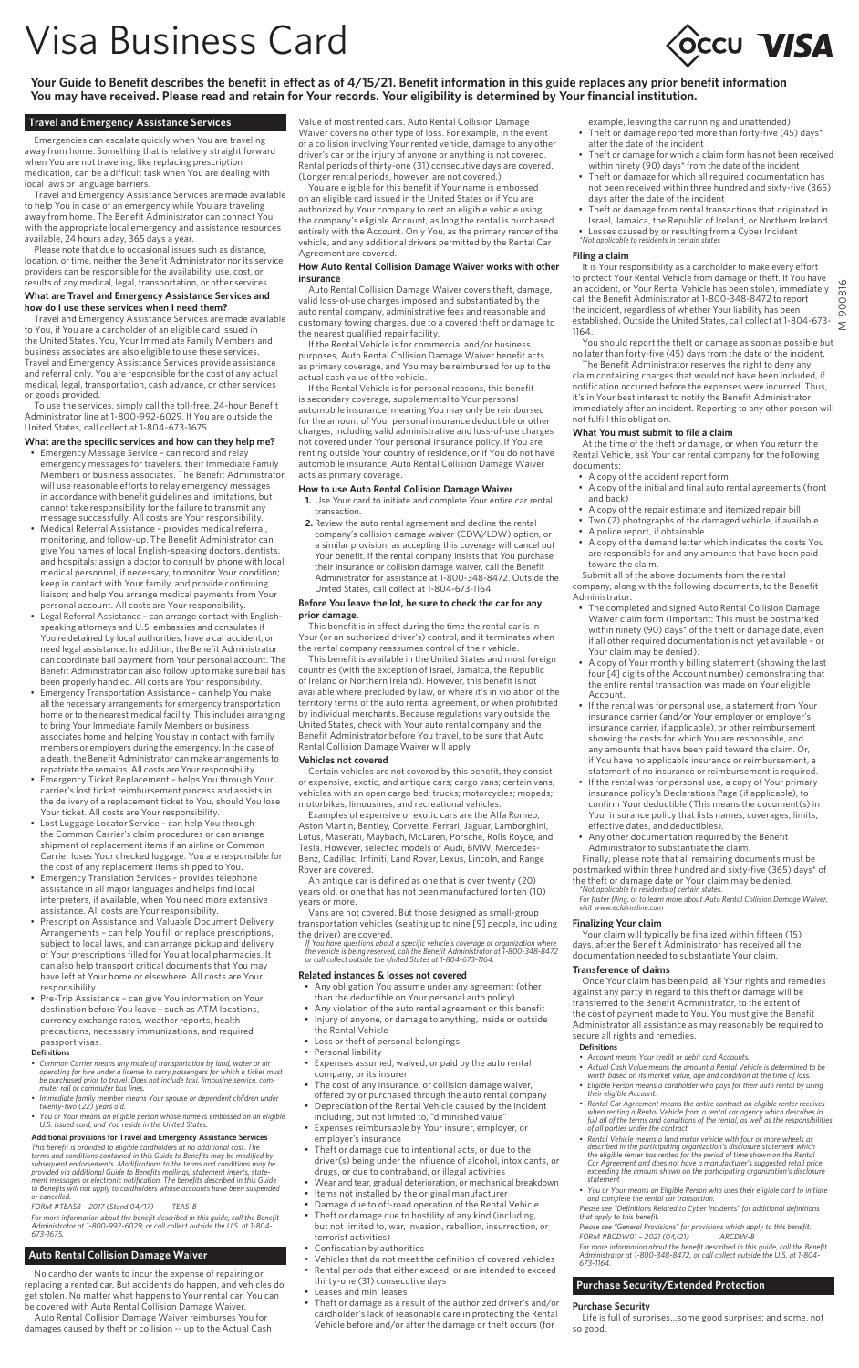# Visa Business Card

**Your Guide to Benefit describes the benefit in effect as of 4/15/21. Benefit information in this guide replaces any prior benefit information You may have received. Please read and retain for Your records. Your eligibility is determined by Your financial institution.**

## Travel and Emergency Assistance Services

Emergencies can escalate quickly when You are traveling away from home. Something that is relatively straight forward when You are not traveling, like replacing prescription medication, can be a difficult task when You are dealing with local laws or language barriers.

Travel and Emergency Assistance Services are made available to help You in case of an emergency while You are traveling away from home. The Benefit Administrator can connect You with the appropriate local emergency and assistance resources available, 24 hours a day, 365 days a year.

Please note that due to occasional issues such as distance, location, or time, neither the Benefit Administrator nor its service providers can be responsible for the availability, use, cost, or results of any medical, legal, transportation, or other services.

### What are Travel and Emergency Assistance Services and how do I use these services when I need them?

Travel and Emergency Assistance Services are made available to You, if You are a cardholder of an eligible card issued in the United States. You, Your Immediate Family Members and business associates are also eligible to use these services. Travel and Emergency Assistance Services provide assistance and referral only. You are responsible for the cost of any actual medical, legal, transportation, cash advance, or other services or goods provided.

To use the services, simply call the toll-free, 24-hour Benefit Administrator line at 1-800-992-6029. If You are outside the United States, call collect at 1-804-673-1675.

### What are the specific services and how can they help me?

- Emergency Message Service – can record and relay emergency messages for travelers, their Immediate Family Members or business associates. The Benefit Administrator will use reasonable efforts to relay emergency messages in accordance with benefit guidelines and limitations, but cannot take responsibility for the failure to transmit any message successfully. All costs are Your responsibility.
- Medical Referral Assistance – provides medical referral, monitoring, and follow-up. The Benefit Administrator can give You names of local English-speaking doctors, dentists, and hospitals; assign a doctor to consult by phone with local medical personnel, if necessary, to monitor Your condition; keep in contact with Your family, and provide continuing liaison; and help You arrange medical payments from Your personal account. All costs are Your responsibility.
- Legal Referral Assistance – can arrange contact with English-speaking attorneys and U.S. embassies and consulates if You're detained by local authorities, have a car accident, or need legal assistance. In addition, the Benefit Administrator can coordinate bail payment from Your personal account. The Benefit Administrator can also follow up to make sure bail has been properly handled. All costs are Your responsibility.
- Emergency Transportation Assistance – can help You make all the necessary arrangements for emergency transportation home or to the nearest medical facility. This includes arranging to bring Your Immediate Family Members or business associates home and helping You stay in contact with family members or employers during the emergency. In the case of a death, the Benefit Administrator can make arrangements to repatriate the remains. All costs are Your responsibility.
- Emergency Ticket Replacement – helps You through Your carrier's lost ticket reimbursement process and assists in the delivery of a replacement ticket to You, should You lose Your ticket. All costs are Your responsibility.
- Lost Luggage Locator Service – can help You through the Common Carrier's claim procedures or can arrange shipment of replacement items if an airline or Common Carrier loses Your checked luggage. You are responsible for the cost of any replacement items shipped to You.
- Emergency Translation Services – provides telephone assistance in all major languages and helps find local interpreters, if available, when You need more extensive assistance. All costs are Your responsibility.
- Prescription Assistance and Valuable Document Delivery Arrangements – can help You fill or replace prescriptions, subject to local laws, and can arrange pickup and delivery of Your prescriptions filled for You at local pharmacies. It can also help transport critical documents that You may have left at Your home or elsewhere. All costs are Your responsibility.
- Pre-Trip Assistance – can give You information on Your destination before You leave – such as ATM locations, currency exchange rates, weather reports, health precautions, necessary immunizations, and required passport visas.

#### Definitions

- *Common Carrier means any mode of transportation by land, water or air operating for hire under a license to carry passengers for which a ticket must be purchased prior to travel. Does not include taxi, limousine service, commuter rail or commuter bus lines.*
- *Immediate family member means Your spouse or dependent children under twenty-two (22) years old.*
- *You or Your means an eligible person whose name is embossed on an eligible U.S. issued card, and You reside in the United States.*

#### Additional provisions for Travel and Emergency Assistance Services

*This benefit is provided to eligible cardholders at no additional cost. The terms and conditions contained in this Guide to Benefits may be modified by subsequent endorsements. Modifications to the terms and conditions may be provided via additional Guide to Benefits mailings, statement inserts, statement messages or electronic notification. The benefits described in this Guide to Benefits will not apply to cardholders whose accounts have been suspended or cancelled.*

*FORM #TEAS8 – 2017 (Stand 04/17) TEAS-8*

*For more information about the benefit described in this guide, call the Benefit Administrator at 1-800-992-6029, or call collect outside the U.S. at 1-804-673-1675.*

## Auto Rental Collision Damage Waiver

No cardholder wants to incur the expense of repairing or replacing a rented car. But accidents do happen, and vehicles do get stolen. No matter what happens to Your rental car, You can be covered with Auto Rental Collision Damage Waiver.

Auto Rental Collision Damage Waiver reimburses You for damages caused by theft or collision -- up to the Actual Cash Value of most rented cars. Auto Rental Collision Damage Waiver covers no other type of loss. For example, in the event of a collision involving Your rented vehicle, damage to any other driver's car or the injury of anyone or anything is not covered. Rental periods of thirty-one (31) consecutive days are covered. (Longer rental periods, however, are not covered.)

You are eligible for this benefit if Your name is embossed on an eligible card issued in the United States or if You are authorized by Your company to rent an eligible vehicle using the company's eligible Account, as long the rental is purchased entirely with the Account. Only You, as the primary renter of the vehicle, and any additional drivers permitted by the Rental Car Agreement are covered.

### How Auto Rental Collision Damage Waiver works with other insurance

Auto Rental Collision Damage Waiver covers theft, damage, valid loss-of-use charges imposed and substantiated by the auto rental company, administrative fees and reasonable and customary towing charges, due to a covered theft or damage to the nearest qualified repair facility.

If the Rental Vehicle is for commercial and/or business purposes, Auto Rental Collision Damage Waiver benefit acts as primary coverage, and You may be reimbursed for up to the actual cash value of the vehicle.

If the Rental Vehicle is for personal reasons, this benefit is secondary coverage, supplemental to Your personal automobile insurance, meaning You may only be reimbursed for the amount of Your personal insurance deductible or other charges, including valid administrative and loss-of-use charges not covered under Your personal insurance policy. If You are renting outside Your country of residence, or if You do not have automobile insurance, Auto Rental Collision Damage Waiver acts as primary coverage.

### How to use Auto Rental Collision Damage Waiver

1. Use Your card to initiate and complete Your entire car rental transaction.
2. Review the auto rental agreement and decline the rental company's collision damage waiver (CDW/LDW) option, or a similar provision, as accepting this coverage will cancel out Your benefit. If the rental company insists that You purchase their insurance or collision damage waiver, call the Benefit Administrator for assistance at 1-800-348-8472. Outside the United States, call collect at 1-804-673-1164.

### Before You leave the lot, be sure to check the car for any prior damage.

This benefit is in effect during the time the rental car is in Your (or an authorized driver's) control, and it terminates when the rental company reassumes control of their vehicle.

This benefit is available in the United States and most foreign countries (with the exception of Israel, Jamaica, the Republic of Ireland or Northern Ireland). However, this benefit is not available where precluded by law, or where it's in violation of the territory terms of the auto rental agreement, or when prohibited by individual merchants. Because regulations vary outside the United States, check with Your auto rental company and the Benefit Administrator before You travel, to be sure that Auto Rental Collision Damage Waiver will apply.

### Vehicles not covered

Certain vehicles are not covered by this benefit, they consist of expensive, exotic, and antique cars; cargo vans; certain vans; vehicles with an open cargo bed; trucks; motorcycles; mopeds; motorbikes; limousines; and recreational vehicles.

Examples of expensive or exotic cars are the Alfa Romeo, Aston Martin, Bentley, Corvette, Ferrari, Jaguar, Lamborghini, Lotus, Maserati, Maybach, McLaren, Porsche, Rolls Royce, and Tesla. However, selected models of Audi, BMW, Mercedes-Benz, Cadillac, Infiniti, Land Rover, Lexus, Lincoln, and Range Rover are covered.

An antique car is defined as one that is over twenty (20) years old, or one that has not been manufactured for ten (10) years or more.

Vans are not covered. But those designed as small-group transportation vehicles (seating up to nine [9] people, including the driver) are covered.

*If You have questions about a specific vehicle's coverage or organization where the vehicle is being reserved, call the Benefit Administrator at 1-800-348-8472 or call collect outside the United States at 1-804-673-1164.*

### Related instances & losses not covered

- Any obligation You assume under any agreement (other than the deductible on Your personal auto policy)
- Any violation of the auto rental agreement or this benefit
- Injury of anyone, or damage to anything, inside or outside the Rental Vehicle
- Loss or theft of personal belongings
- Personal liability
- Expenses assumed, waived, or paid by the auto rental company, or its insurer
- The cost of any insurance, or collision damage waiver, offered by or purchased through the auto rental company
- Depreciation of the Rental Vehicle caused by the incident including, but not limited to, "diminished value"
- Expenses reimbursable by Your insurer, employer, or employer's insurance
- Theft or damage due to intentional acts, or due to the driver(s) being under the influence of alcohol, intoxicants, or drugs, or due to contraband, or illegal activities
- Wear and tear, gradual deterioration, or mechanical breakdown
- Items not installed by the original manufacturer
- Damage due to off-road operation of the Rental Vehicle
- Theft or damage due to hostility of any kind (including, but not limited to, war, invasion, rebellion, insurrection, or terrorist activities)
- Confiscation by authorities
- Vehicles that do not meet the definition of covered vehicles
- Rental periods that either exceed, or are intended to exceed thirty-one (31) consecutive days
- Leases and mini leases
- Theft or damage as a result of the authorized driver's and/or cardholder's lack of reasonable care in protecting the Rental Vehicle before and/or after the damage or theft occurs (for example, leaving the car running and unattended)
- Theft or damage reported more than forty-five (45) days* after the date of the incident
- Theft or damage for which a claim form has not been received within ninety (90) days* from the date of the incident
- Theft or damage for which all required documentation has not been received within three hundred and sixty-five (365) days after the date of the incident
- Theft or damage from rental transactions that originated in Israel, Jamaica, the Republic of Ireland, or Northern Ireland
- Losses caused by or resulting from a Cyber Incident

*\*Not applicable to residents in certain states*

### Filing a claim

It is Your responsibility as a cardholder to make every effort to protect Your Rental Vehicle from damage or theft. If You have an accident, or Your Rental Vehicle has been stolen, immediately call the Benefit Administrator at 1-800-348-8472 to report the incident, regardless of whether Your liability has been established. Outside the United States, call collect at 1-804-673-1164.

You should report the theft or damage as soon as possible but no later than forty-five (45) days from the date of the incident.

The Benefit Administrator reserves the right to deny any claim containing charges that would not have been included, if notification occurred before the expenses were incurred. Thus, it's in Your best interest to notify the Benefit Administrator immediately after an incident. Reporting to any other person will not fulfill this obligation.

### What You must submit to file a claim

At the time of the theft or damage, or when You return the Rental Vehicle, ask Your car rental company for the following documents:

- A copy of the accident report form
- A copy of the initial and final auto rental agreements (front and back)
- A copy of the repair estimate and itemized repair bill
- Two (2) photographs of the damaged vehicle, if available
- A police report, if obtainable
- A copy of the demand letter which indicates the costs You are responsible for and any amounts that have been paid toward the claim.

Submit all of the above documents from the rental company, along with the following documents, to the Benefit Administrator:

- The completed and signed Auto Rental Collision Damage Waiver claim form (Important: This must be postmarked within ninety (90) days* of the theft or damage date, even if all other required documentation is not yet available – or Your claim may be denied).
- A copy of Your monthly billing statement (showing the last four [4] digits of the Account number) demonstrating that the entire rental transaction was made on Your eligible Account.
- If the rental was for personal use, a statement from Your insurance carrier (and/or Your employer or employer's insurance carrier, if applicable), or other reimbursement showing the costs for which You are responsible, and any amounts that have been paid toward the claim. Or, if You have no applicable insurance or reimbursement, a statement of no insurance or reimbursement is required.
- If the rental was for personal use, a copy of Your primary insurance policy's Declarations Page (if applicable), to confirm Your deductible (This means the document(s) in Your insurance policy that lists names, coverages, limits, effective dates, and deductibles).
- Any other documentation required by the Benefit Administrator to substantiate the claim.

Finally, please note that all remaining documents must be postmarked within three hundred and sixty-five (365) days* of the theft or damage date or Your claim may be denied.

*\*Not applicable to residents of certain states.*

*For faster filing, or to learn more about Auto Rental Collision Damage Waiver, visit www.eclaimsline.com*

### Finalizing Your claim

Your claim will typically be finalized within fifteen (15) days, after the Benefit Administrator has received all the documentation needed to substantiate Your claim.

### Transference of claims

Once Your claim has been paid, All Your rights and remedies against any party in regard to this theft or damage will be transferred to the Benefit Administrator, to the extent of the cost of payment made to You. You must give the Benefit Administrator all assistance as may reasonably be required to secure all rights and remedies.

#### Definitions

- *Account means Your credit or debit card Accounts.*
- *Actual Cash Value means the amount a Rental Vehicle is determined to be worth based on its market value, age and condition at the time of loss.*
- *Eligible Person means a cardholder who pays for their auto rental by using their eligible Account.*
- *Rental Car Agreement means the entire contract an eligible renter receives when renting a Rental Vehicle from a rental car agency which describes in full all of the terms and conditions of the rental, as well as the responsibilities of all parties under the contract.*
- *Rental Vehicle means a land motor vehicle with four or more wheels as described in the participating organization's disclosure statement which the eligible renter has rented for the period of time shown on the Rental Car Agreement and does not have a manufacturer's suggested retail price exceeding the amount shown on the participating organization's disclosure statement*
- *You or Your means an Eligible Person who uses their eligible card to initiate and complete the rental car transaction.*

*Please see "Definitions Related to Cyber Incidents" for additional definitions that apply to this benefit.*

*Please see "General Provisions" for provisions which apply to this benefit.*

*FORM #BCDW01 – 2021 (04/21) ARCDW-8*

*For more information about the benefit described in this guide, call the Benefit Administrator at 1-800-348-8472, or call collect outside the U.S. at 1-804-673-1164.*

## Purchase Security/Extended Protection

### Purchase Security

Life is full of surprises...some good surprises; and some, not so good.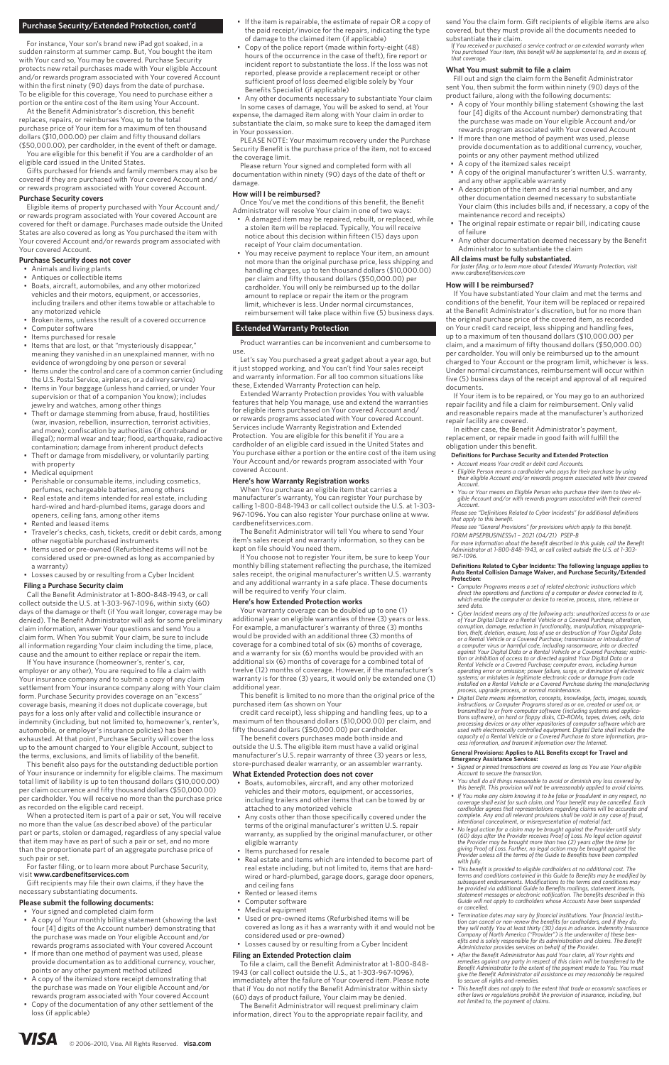## Purchase Security/Extended Protection, cont'd

For instance, Your son's brand new iPad got soaked, in a sudden rainstorm at summer camp. But, You bought the item with Your card so, You may be covered. Purchase Security protects new retail purchases made with Your eligible Account and/or rewards program associated with Your covered Account within the first ninety (90) days from the date of purchase. To be eligible for this coverage, You need to purchase either a portion or the entire cost of the item using Your Account.

At the Benefit Administrator's discretion, this benefit replaces, repairs, or reimburses You, up to the total purchase price of Your item for a maximum of ten thousand dollars ($10,000.00) per claim and fifty thousand dollars ($50,000.00), per cardholder, in the event of theft or damage.

You are eligible for this benefit if You are a cardholder of an eligible card issued in the United States.

Gifts purchased for friends and family members may also be covered if they are purchased with Your covered Account and/or rewards program associated with Your covered Account.

### Purchase Security covers

Eligible items of property purchased with Your Account and/or rewards program associated with Your covered Account are covered for theft or damage. Purchases made outside the United States are also covered as long as You purchased the item with Your covered Account and/or rewards program associated with Your covered Account.

### Purchase Security does not cover

- Animals and living plants
- Antiques or collectible items
- Boats, aircraft, automobiles, and any other motorized vehicles and their motors, equipment, or accessories, including trailers and other items towable or attachable to any motorized vehicle
- Broken items, unless the result of a covered occurrence
- Computer software
- Items purchased for resale
- Items that are lost, or that "mysteriously disappear," meaning they vanished in an unexplained manner, with no evidence of wrongdoing by one person or several
- Items under the control and care of a common carrier (including the U.S. Postal Service, airplanes, or a delivery service)
- Items in Your baggage (unless hand carried, or under Your supervision or that of a companion You know); includes jewelry and watches, among other things
- Theft or damage stemming from abuse, fraud, hostilities (war, invasion, rebellion, insurrection, terrorist activities, and more); confiscation by authorities (if contraband or illegal); normal wear and tear; flood, earthquake, radioactive contamination; damage from inherent product defects
- Theft or damage from misdelivery, or voluntarily parting with property
- Medical equipment
- Perishable or consumable items, including cosmetics, perfumes, rechargeable batteries, among others
- Real estate and items intended for real estate, including hard-wired and hard-plumbed items, garage doors and openers, ceiling fans, among other items
- Rented and leased items
- Traveler's checks, cash, tickets, credit or debit cards, among other negotiable purchased instruments
- Items used or pre-owned (Refurbished items will not be considered used or pre-owned as long as accompanied by a warranty)
- Losses caused by or resulting from a Cyber Incident

### Filing a Purchase Security claim

Call the Benefit Administrator at 1-800-848-1943, or call collect outside the U.S. at 1-303-967-1096, within sixty (60) days of the damage or theft (if You wait longer, coverage may be denied). The Benefit Administrator will ask for some preliminary claim information, answer Your questions and send You a claim form. When You submit Your claim, be sure to include all information regarding Your claim including the time, place, cause and the amount to either replace or repair the item.

If You have insurance (homeowner's, renter's, car, employer or any other), You are required to file a claim with Your insurance company and to submit a copy of any claim settlement from Your insurance company along with Your claim form. Purchase Security provides coverage on an "excess" coverage basis, meaning it does not duplicate coverage, but pays for a loss only after valid and collectible insurance or indemnity (including, but not limited to, homeowner's, renter's, automobile, or employer's insurance policies) has been exhausted. At that point, Purchase Security will cover the loss up to the amount charged to Your eligible Account, subject to the terms, exclusions, and limits of liability of the benefit.

This benefit also pays for the outstanding deductible portion of Your insurance or indemnity for eligible claims. The maximum total limit of liability is up to ten thousand dollars ($10,000.00) per claim occurrence and fifty thousand dollars ($50,000.00) per cardholder. You will receive no more than the purchase price as recorded on the eligible card receipt.

When a protected item is part of a pair or set, You will receive no more than the value (as described above) of the particular part or parts, stolen or damaged, regardless of any special value that item may have as part of such a pair or set, and no more than the proportionate part of an aggregate purchase price of such pair or set.

For faster filing, or to learn more about Purchase Security, visit **www.cardbenefitservices.com**

Gift recipients may file their own claims, if they have the necessary substantiating documents.

### Please submit the following documents:

- Your signed and completed claim form
- A copy of Your monthly billing statement (showing the last four [4] digits of the Account number) demonstrating that the purchase was made on Your eligible Account and/or rewards program associated with Your covered Account
- If more than one method of payment was used, please provide documentation as to additional currency, voucher, points or any other payment method utilized
- A copy of the itemized store receipt demonstrating that the purchase was made on Your eligible Account and/or rewards program associated with Your covered Account
- Copy of the documentation of any other settlement of the loss (if applicable)
- If the item is repairable, the estimate of repair OR a copy of the paid receipt/invoice for the repairs, indicating the type of damage to the claimed item (if applicable)
- Copy of the police report (made within forty-eight (48) hours of the occurrence in the case of theft), fire report or incident report to substantiate the loss. If the loss was not reported, please provide a replacement receipt or other sufficient proof of loss deemed eligible solely by Your Benefits Specialist (if applicable)
- Any other documents necessary to substantiate Your claim

In some cases of damage, You will be asked to send, at Your expense, the damaged item along with Your claim in order to substantiate the claim, so make sure to keep the damaged item in Your possession.

PLEASE NOTE: Your maximum recovery under the Purchase Security Benefit is the purchase price of the item, not to exceed the coverage limit.

Please return Your signed and completed form with all documentation within ninety (90) days of the date of theft or damage.

### How will I be reimbursed?

Once You've met the conditions of this benefit, the Benefit Administrator will resolve Your claim in one of two ways:

- A damaged item may be repaired, rebuilt, or replaced, while a stolen item will be replaced. Typically, You will receive notice about this decision within fifteen (15) days upon receipt of Your claim documentation.
- You may receive payment to replace Your item, an amount not more than the original purchase price, less shipping and handling charges, up to ten thousand dollars ($10,000.00) per claim and fifty thousand dollars ($50,000.00) per cardholder. You will only be reimbursed up to the dollar amount to replace or repair the item or the program limit, whichever is less. Under normal circumstances, reimbursement will take place within five (5) business days.

## Extended Warranty Protection

Product warranties can be inconvenient and cumbersome to use.

Let's say You purchased a great gadget about a year ago, but it just stopped working, and You can't find Your sales receipt and warranty information. For all too common situations like these, Extended Warranty Protection can help.

Extended Warranty Protection provides You with valuable features that help You manage, use and extend the warranties for eligible items purchased on Your covered Account and/or rewards programs associated with Your covered Account. Services include Warranty Registration and Extended Protection. You are eligible for this benefit if You are a cardholder of an eligible card issued in the United States and You purchase either a portion or the entire cost of the item using Your Account and/or rewards program associated with Your covered Account.

### Here's how Warranty Registration works

When You purchase an eligible item that carries a manufacturer's warranty, You can register Your purchase by calling 1-800-848-1943 or call collect outside the U.S. at 1-303-967-1096. You can also register Your purchase online at www.cardbenefitservices.com.

The Benefit Administrator will tell You where to send Your item's sales receipt and warranty information, so they can be kept on file should You need them.

If You choose not to register Your item, be sure to keep Your monthly billing statement reflecting the purchase, the itemized sales receipt, the original manufacturer's written U.S. warranty and any additional warranty in a safe place. These documents will be required to verify Your claim.

### Here's how Extended Protection works

Your warranty coverage can be doubled up to one (1) additional year on eligible warranties of three (3) years or less. For example, a manufacturer's warranty of three (3) months would be provided with an additional three (3) months of coverage for a combined total of six (6) months of coverage, and a warranty for six (6) months would be provided with an additional six (6) months of coverage for a combined total of twelve (12) months of coverage. However, if the manufacturer's warranty is for three (3) years, it would only be extended one (1) additional year.

This benefit is limited to no more than the original price of the purchased item (as shown on Your credit card receipt), less shipping and handling fees, up to a maximum of ten thousand dollars ($10,000.00) per claim, and fifty thousand dollars ($50,000.00) per cardholder.

The benefit covers purchases made both inside and outside the U.S. The eligible item must have a valid original manufacturer's U.S. repair warranty of three (3) years or less, store-purchased dealer warranty, or an assembler warranty.

### What Extended Protection does not cover

- Boats, automobiles, aircraft, and any other motorized vehicles and their motors, equipment, or accessories, including trailers and other items that can be towed by or attached to any motorized vehicle
- Any costs other than those specifically covered under the terms of the original manufacturer's written U.S. repair warranty, as supplied by the original manufacturer, or other eligible warranty
- Items purchased for resale
- Real estate and items which are intended to become part of real estate including, but not limited to, items that are hard-wired or hard-plumbed, garage doors, garage door openers, and ceiling fans
- Rented or leased items
- Computer software
- Medical equipment
- Used or pre-owned items (Refurbished items will be covered as long as it has a warranty with it and would not be considered used or pre-owned)
- Losses caused by or resulting from a Cyber Incident

### Filing an Extended Protection claim

To file a claim, call the Benefit Administrator at 1-800-848-1943 (or call collect outside the U.S., at 1-303-967-1096), immediately after the failure of Your covered item. Please note that if You do not notify the Benefit Administrator within sixty (60) days of product failure, Your claim may be denied.

The Benefit Administrator will request preliminary claim information, direct You to the appropriate repair facility, and send You the claim form. Gift recipients of eligible items are also covered, but they must provide all the documents needed to substantiate their claim.

*If You received or purchased a service contract or an extended warranty when You purchased Your item, this benefit will be supplemental to, and in excess of, that coverage.*

### What You must submit to file a claim

Fill out and sign the claim form the Benefit Administrator sent You, then submit the form within ninety (90) days of the product failure, along with the following documents:

- A copy of Your monthly billing statement (showing the last four [4] digits of the Account number) demonstrating that the purchase was made on Your eligible Account and/or rewards program associated with Your covered Account
- If more than one method of payment was used, please provide documentation as to additional currency, voucher, points or any other payment method utilized
- A copy of the itemized sales receipt
- A copy of the original manufacturer's written U.S. warranty, and any other applicable warranty
- A description of the item and its serial number, and any other documentation deemed necessary to substantiate Your claim (this includes bills and, if necessary, a copy of the maintenance record and receipts)
- The original repair estimate or repair bill, indicating cause of failure
- Any other documentation deemed necessary by the Benefit Administrator to substantiate the claim

**All claims must be fully substantiated.**

*For faster filing, or to learn more about Extended Warranty Protection, visit www.cardbenefitservices.com*

### How will I be reimbursed?

If You have substantiated Your claim and met the terms and conditions of the benefit, Your item will be replaced or repaired at the Benefit Administrator's discretion, but for no more than the original purchase price of the covered item, as recorded on Your credit card receipt, less shipping and handling fees, up to a maximum of ten thousand dollars ($10,000.00) per claim, and a maximum of fifty thousand dollars ($50,000.00) per cardholder. You will only be reimbursed up to the amount charged to Your Account or the program limit, whichever is less. Under normal circumstances, reimbursement will occur within five (5) business days of the receipt and approval of all required documents.

If Your item is to be repaired, or You may go to an authorized repair facility and file a claim for reimbursement. Only valid and reasonable repairs made at the manufacturer's authorized repair facility are covered.

In either case, the Benefit Administrator's payment, replacement, or repair made in good faith will fulfill the obligation under this benefit.

#### Definitions for Purchase Security and Extended Protection

- *Account means Your credit or debit card Accounts.*
- *Eligible Person means a cardholder who pays for their purchase by using their eligible Account and/or rewards program associated with their covered Account.*
- *You or Your means an Eligible Person who purchase their item to their eligible Account and/or with rewards program associated with their covered Account.*

*Please see "Definitions Related to Cyber Incidents" for additional definitions that apply to this benefit.*

*Please see "General Provisions" for provisions which apply to this benefit.*

*FORM #PSEPBUSINESSv1 – 2021 (04/21) PSEP-B*

*For more information about the benefit described in this guide, call the Benefit Administrator at 1-800-848-1943, or call collect outside the U.S. at 1-303-967-1096.*

#### Definitions Related to Cyber Incidents: The following language applies to Auto Rental Collision Damage Waiver, and Purchase Security/Extended Protection:

- *Computer Programs means a set of related electronic instructions which direct the operations and functions of a computer or device connected to it, which enable the computer or device to receive, process, store, retrieve or send data.*
- *Cyber Incident means any of the following acts: unauthorized access to or use of Your Digital Data or a Rental Vehicle or a Covered Purchase; alteration, corruption, damage, reduction in functionality, manipulation, misappropriation, theft, deletion, erasure, loss of use or destruction of Your Digital Data or a Rental Vehicle or a Covered Purchase; transmission or introduction of a computer virus or harmful code, including ransomware, into or directed against Your Digital Data or a Rental Vehicle or a Covered Purchase; restriction or inhibition of access to or directed against Your Digital Data or a Rental Vehicle or a Covered Purchase; computer errors, including human operating error or omission; power failure, surge, or diminution of electronic systems; or mistakes in legitimate electronic code or damage from code installed on a Rental Vehicle or a Covered Purchase during the manufacturing process, upgrade process, or normal maintenance.*
- *Digital Data means information, concepts, knowledge, facts, images, sounds, instructions, or Computer Programs stored as or on, created or used on, or transmitted to or from computer software (including systems and applications software), on hard or floppy disks, CD-ROMs, tapes, drives, cells, data processing devices or any other repositories of computer software which are used with electronically controlled equipment. Digital Data shall include the capacity of a Rental Vehicle or a Covered Purchase to store information, process information, and transmit information over the Internet.*

#### General Provisions: Applies to ALL Benefits except for Travel and Emergency Assistance Services:

- *Signed or pinned transactions are covered as long as You use Your eligible Account to secure the transaction.*
- *You shall do all things reasonable to avoid or diminish any loss covered by this benefit. This provision will not be unreasonably applied to avoid claims.*
- *If You make any claim knowing it to be false or fraudulent in any respect, no coverage shall exist for such claim, and Your benefit may be cancelled. Each cardholder agrees that representations regarding claims will be accurate and complete. Any and all relevant provisions shall be void in any case of fraud, intentional concealment, or misrepresentation of material fact.*
- *No legal action for a claim may be brought against the Provider until sixty (60) days after the Provider receives Proof of Loss. No legal action against the Provider may be brought more than two (2) years after the time for giving Proof of Loss. Further, no legal action may be brought against the Provider unless all the terms of the Guide to Benefits have been complied with fully.*
- *This benefit is provided to eligible cardholders at no additional cost. The terms and conditions contained in this Guide to Benefits may be modified by subsequent endorsements. Modifications to the terms and conditions may be provided via additional Guide to Benefits mailings, statement inserts, statement messages or electronic notification. The benefits described in this Guide will not apply to cardholders whose Accounts have been suspended or cancelled.*
- *Termination dates may vary by financial institutions. Your financial institution can cancel or non-renew the benefits for cardholders, and if they do, they will notify You at least thirty (30) days in advance. Indemnity Insurance Company of North America ("Provider") is the underwriter of these benefits and is solely responsible for its administration and claims. The Benefit Administrator provides services on behalf of the Provider.*
- *After the Benefit Administrator has paid Your claim, all Your rights and remedies against any party in respect of this claim will be transferred to the Benefit Administrator to the extent of the payment made to You. You must give the Benefit Administrator all assistance as may reasonably be required to secure all rights and remedies.*
- *This benefit does not apply to the extent that trade or economic sanctions or other laws or regulations prohibit the provision of insurance, including, but not limited to, the payment of claims.*

VISA © 2006–2010, Visa. All Rights Reserved. visa.com